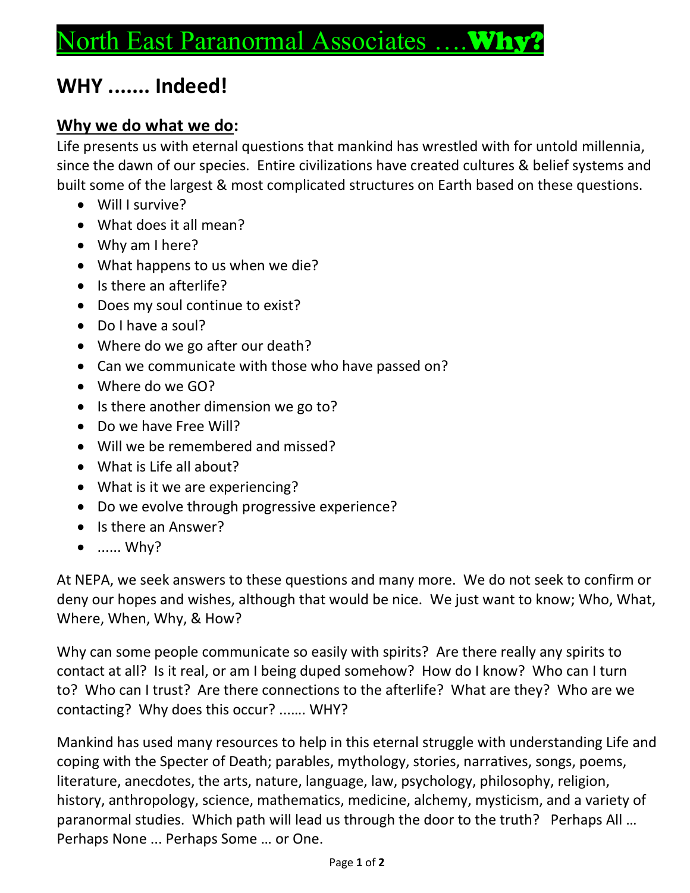# North East Paranormal Associates ....**Why?**

## WHY ....... Indeed!

### Why we do what we do:

Life presents us with eternal questions that mankind has wrestled with for untold millennia, since the dawn of our species. Entire civilizations have created cultures & belief systems and built some of the largest & most complicated structures on Earth based on these questions.

- Will I survive?
- What does it all mean?
- Why am I here?
- What happens to us when we die?
- Is there an afterlife?
- Does my soul continue to exist?
- Do I have a soul?
- Where do we go after our death?
- Can we communicate with those who have passed on?
- Where do we GO?
- Is there another dimension we go to?
- Do we have Free Will?
- Will we be remembered and missed?
- What is Life all about?
- What is it we are experiencing?
- Do we evolve through progressive experience?
- Is there an Answer?
- ...... Why?

At NEPA, we seek answers to these questions and many more. We do not seek to confirm or deny our hopes and wishes, although that would be nice. We just want to know; Who, What, Where, When, Why, & How?

Why can some people communicate so easily with spirits? Are there really any spirits to contact at all? Is it real, or am I being duped somehow? How do I know? Who can I turn to? Who can I trust? Are there connections to the afterlife? What are they? Who are we contacting? Why does this occur? ....... WHY?

Mankind has used many resources to help in this eternal struggle with understanding Life and coping with the Specter of Death; parables, mythology, stories, narratives, songs, poems, literature, anecdotes, the arts, nature, language, law, psychology, philosophy, religion, history, anthropology, science, mathematics, medicine, alchemy, mysticism, and a variety of paranormal studies. Which path will lead us through the door to the truth? Perhaps All … Perhaps None ... Perhaps Some … or One.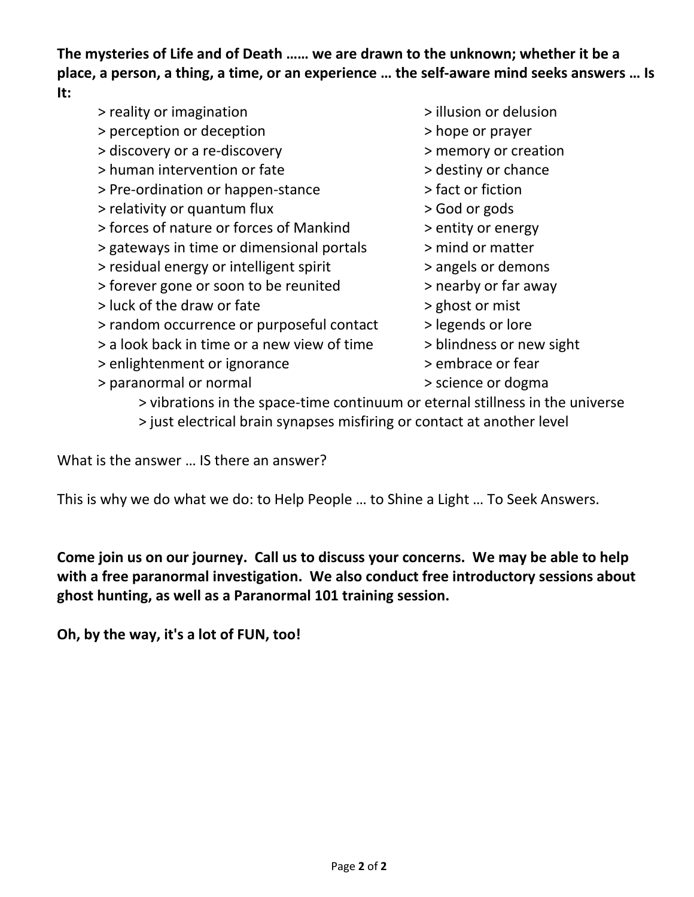**The mysteries of Life and of Death …… we are drawn to the unknown; whether it be a place, a person, a thing, a time, or an experience … the self-aware mind seeks answers … Is It:**

> reality or imagination
> perception or deception
> discovery or a re-discovery
> human intervention or fate
> Pre-ordination or happen-stance
> relativity or quantum flux
> forces of nature or forces of Mankind
> gateways in time or dimensional portals
> residual energy or intelligent spirit
> forever gone or soon to be reunited
> luck of the draw or fate
> random occurrence or purposeful contact
> a look back in time or a new view of time
> enlightenment or ignorance
> paranormal or normal
> illusion or delusion
> hope or prayer
> memory or creation
> destiny or chance
> fact or fiction
> God or gods
> entity or energy
> mind or matter
> angels or demons
> nearby or far away
> ghost or mist
> legends or lore
> blindness or new sight
> embrace or fear
> science or dogma
> vibrations in the space-time continuum or eternal stillness in the universe
> just electrical brain synapses misfiring or contact at another level

What is the answer … IS there an answer?

This is why we do what we do: to Help People … to Shine a Light … To Seek Answers.

**Come join us on our journey. Call us to discuss your concerns. We may be able to help with a free paranormal investigation. We also conduct free introductory sessions about ghost hunting, as well as a Paranormal 101 training session.**

**Oh, by the way, it's a lot of FUN, too!**